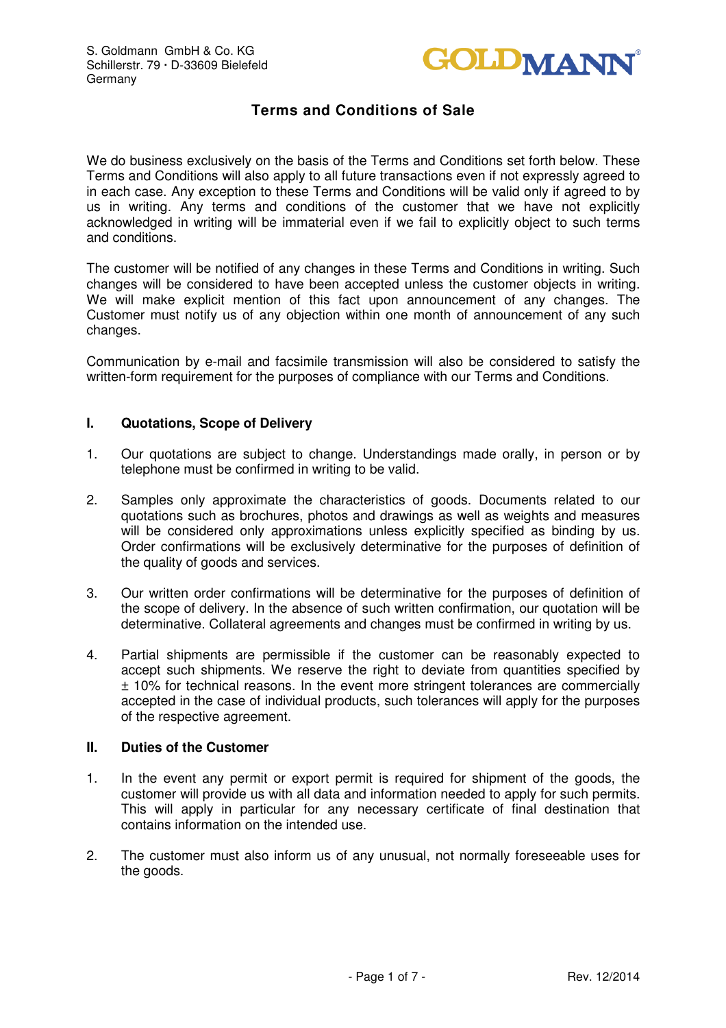S. Goldmann GmbH & Co. KG
Schillerstr. 79 · D-33609 Bielefeld
Germany

GOLDMANN®

# Terms and Conditions of Sale

We do business exclusively on the basis of the Terms and Conditions set forth below. These Terms and Conditions will also apply to all future transactions even if not expressly agreed to in each case. Any exception to these Terms and Conditions will be valid only if agreed to by us in writing. Any terms and conditions of the customer that we have not explicitly acknowledged in writing will be immaterial even if we fail to explicitly object to such terms and conditions.

The customer will be notified of any changes in these Terms and Conditions in writing. Such changes will be considered to have been accepted unless the customer objects in writing. We will make explicit mention of this fact upon announcement of any changes. The Customer must notify us of any objection within one month of announcement of any such changes.

Communication by e-mail and facsimile transmission will also be considered to satisfy the written-form requirement for the purposes of compliance with our Terms and Conditions.

## I. Quotations, Scope of Delivery

1. Our quotations are subject to change. Understandings made orally, in person or by telephone must be confirmed in writing to be valid.

2. Samples only approximate the characteristics of goods. Documents related to our quotations such as brochures, photos and drawings as well as weights and measures will be considered only approximations unless explicitly specified as binding by us. Order confirmations will be exclusively determinative for the purposes of definition of the quality of goods and services.

3. Our written order confirmations will be determinative for the purposes of definition of the scope of delivery. In the absence of such written confirmation, our quotation will be determinative. Collateral agreements and changes must be confirmed in writing by us.

4. Partial shipments are permissible if the customer can be reasonably expected to accept such shipments. We reserve the right to deviate from quantities specified by ± 10% for technical reasons. In the event more stringent tolerances are commercially accepted in the case of individual products, such tolerances will apply for the purposes of the respective agreement.

## II. Duties of the Customer

1. In the event any permit or export permit is required for shipment of the goods, the customer will provide us with all data and information needed to apply for such permits. This will apply in particular for any necessary certificate of final destination that contains information on the intended use.

2. The customer must also inform us of any unusual, not normally foreseeable uses for the goods.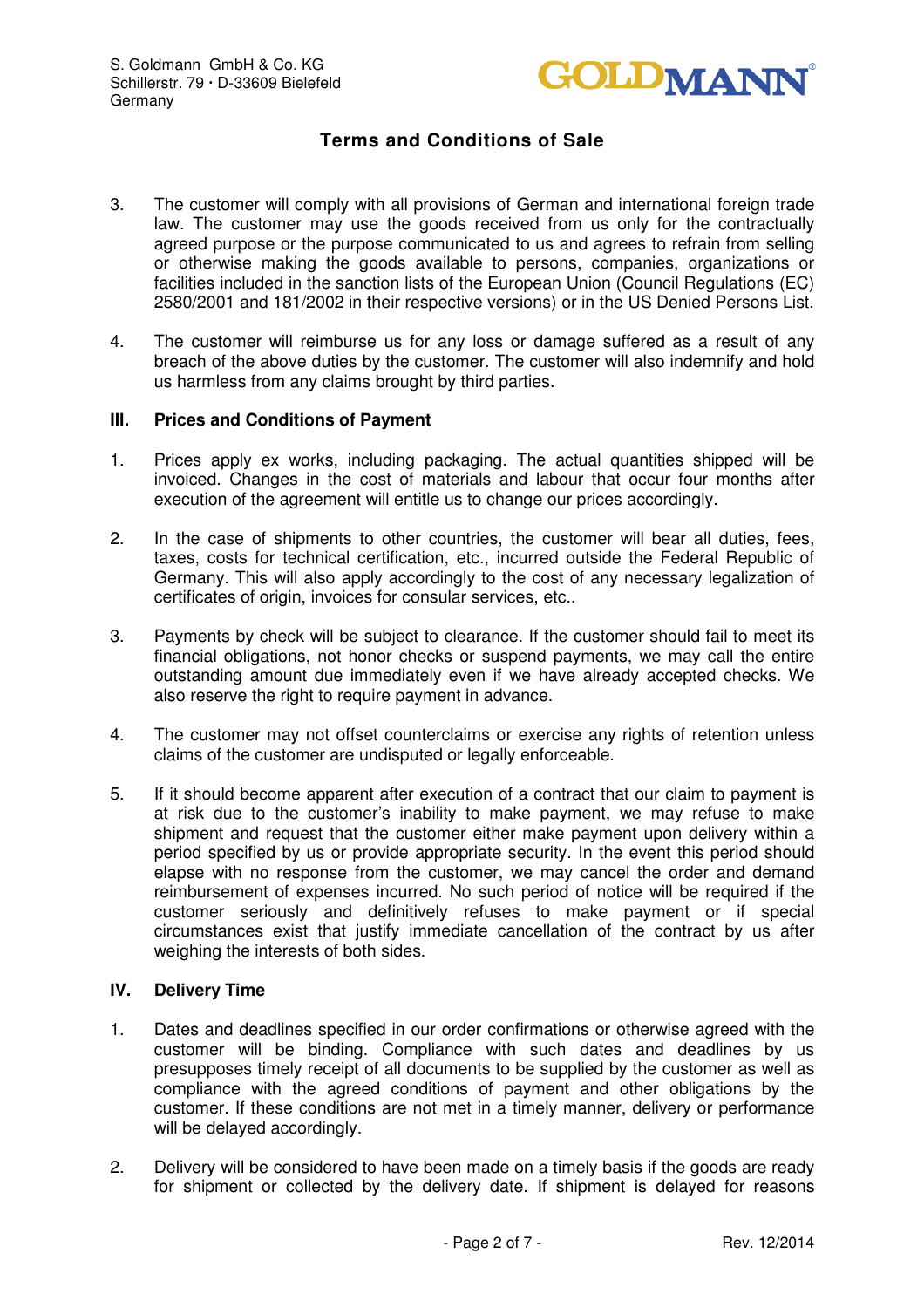3. The customer will comply with all provisions of German and international foreign trade law. The customer may use the goods received from us only for the contractually agreed purpose or the purpose communicated to us and agrees to refrain from selling or otherwise making the goods available to persons, companies, organizations or facilities included in the sanction lists of the European Union (Council Regulations (EC) 2580/2001 and 181/2002 in their respective versions) or in the US Denied Persons List.

4. The customer will reimburse us for any loss or damage suffered as a result of any breach of the above duties by the customer. The customer will also indemnify and hold us harmless from any claims brought by third parties.

## III. Prices and Conditions of Payment

1. Prices apply ex works, including packaging. The actual quantities shipped will be invoiced. Changes in the cost of materials and labour that occur four months after execution of the agreement will entitle us to change our prices accordingly.

2. In the case of shipments to other countries, the customer will bear all duties, fees, taxes, costs for technical certification, etc., incurred outside the Federal Republic of Germany. This will also apply accordingly to the cost of any necessary legalization of certificates of origin, invoices for consular services, etc..

3. Payments by check will be subject to clearance. If the customer should fail to meet its financial obligations, not honor checks or suspend payments, we may call the entire outstanding amount due immediately even if we have already accepted checks. We also reserve the right to require payment in advance.

4. The customer may not offset counterclaims or exercise any rights of retention unless claims of the customer are undisputed or legally enforceable.

5. If it should become apparent after execution of a contract that our claim to payment is at risk due to the customer's inability to make payment, we may refuse to make shipment and request that the customer either make payment upon delivery within a period specified by us or provide appropriate security. In the event this period should elapse with no response from the customer, we may cancel the order and demand reimbursement of expenses incurred. No such period of notice will be required if the customer seriously and definitively refuses to make payment or if special circumstances exist that justify immediate cancellation of the contract by us after weighing the interests of both sides.

## IV. Delivery Time

1. Dates and deadlines specified in our order confirmations or otherwise agreed with the customer will be binding. Compliance with such dates and deadlines by us presupposes timely receipt of all documents to be supplied by the customer as well as compliance with the agreed conditions of payment and other obligations by the customer. If these conditions are not met in a timely manner, delivery or performance will be delayed accordingly.

2. Delivery will be considered to have been made on a timely basis if the goods are ready for shipment or collected by the delivery date. If shipment is delayed for reasons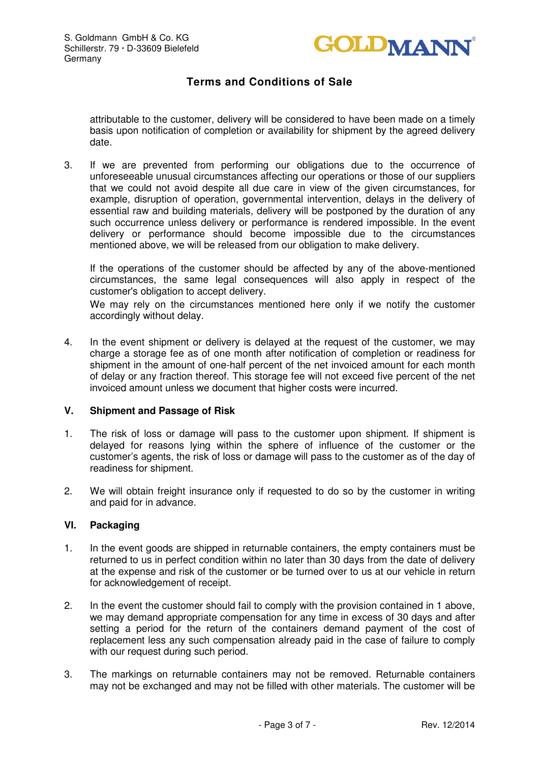attributable to the customer, delivery will be considered to have been made on a timely basis upon notification of completion or availability for shipment by the agreed delivery date.

3. If we are prevented from performing our obligations due to the occurrence of unforeseeable unusual circumstances affecting our operations or those of our suppliers that we could not avoid despite all due care in view of the given circumstances, for example, disruption of operation, governmental intervention, delays in the delivery of essential raw and building materials, delivery will be postponed by the duration of any such occurrence unless delivery or performance is rendered impossible. In the event delivery or performance should become impossible due to the circumstances mentioned above, we will be released from our obligation to make delivery.

   If the operations of the customer should be affected by any of the above-mentioned circumstances, the same legal consequences will also apply in respect of the customer's obligation to accept delivery.
   We may rely on the circumstances mentioned here only if we notify the customer accordingly without delay.

4. In the event shipment or delivery is delayed at the request of the customer, we may charge a storage fee as of one month after notification of completion or readiness for shipment in the amount of one-half percent of the net invoiced amount for each month of delay or any fraction thereof. This storage fee will not exceed five percent of the net invoiced amount unless we document that higher costs were incurred.

## V. Shipment and Passage of Risk

1. The risk of loss or damage will pass to the customer upon shipment. If shipment is delayed for reasons lying within the sphere of influence of the customer or the customer's agents, the risk of loss or damage will pass to the customer as of the day of readiness for shipment.

2. We will obtain freight insurance only if requested to do so by the customer in writing and paid for in advance.

## VI. Packaging

1. In the event goods are shipped in returnable containers, the empty containers must be returned to us in perfect condition within no later than 30 days from the date of delivery at the expense and risk of the customer or be turned over to us at our vehicle in return for acknowledgement of receipt.

2. In the event the customer should fail to comply with the provision contained in 1 above, we may demand appropriate compensation for any time in excess of 30 days and after setting a period for the return of the containers demand payment of the cost of replacement less any such compensation already paid in the case of failure to comply with our request during such period.

3. The markings on returnable containers may not be removed. Returnable containers may not be exchanged and may not be filled with other materials. The customer will be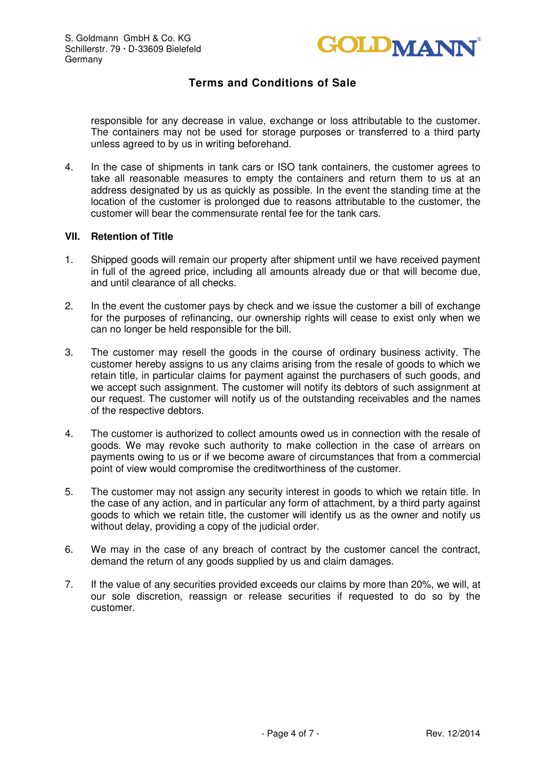responsible for any decrease in value, exchange or loss attributable to the customer. The containers may not be used for storage purposes or transferred to a third party unless agreed to by us in writing beforehand.

4. In the case of shipments in tank cars or ISO tank containers, the customer agrees to take all reasonable measures to empty the containers and return them to us at an address designated by us as quickly as possible. In the event the standing time at the location of the customer is prolonged due to reasons attributable to the customer, the customer will bear the commensurate rental fee for the tank cars.

## VII. Retention of Title

1. Shipped goods will remain our property after shipment until we have received payment in full of the agreed price, including all amounts already due or that will become due, and until clearance of all checks.

2. In the event the customer pays by check and we issue the customer a bill of exchange for the purposes of refinancing, our ownership rights will cease to exist only when we can no longer be held responsible for the bill.

3. The customer may resell the goods in the course of ordinary business activity. The customer hereby assigns to us any claims arising from the resale of goods to which we retain title, in particular claims for payment against the purchasers of such goods, and we accept such assignment. The customer will notify its debtors of such assignment at our request. The customer will notify us of the outstanding receivables and the names of the respective debtors.

4. The customer is authorized to collect amounts owed us in connection with the resale of goods. We may revoke such authority to make collection in the case of arrears on payments owing to us or if we become aware of circumstances that from a commercial point of view would compromise the creditworthiness of the customer.

5. The customer may not assign any security interest in goods to which we retain title. In the case of any action, and in particular any form of attachment, by a third party against goods to which we retain title, the customer will identify us as the owner and notify us without delay, providing a copy of the judicial order.

6. We may in the case of any breach of contract by the customer cancel the contract, demand the return of any goods supplied by us and claim damages.

7. If the value of any securities provided exceeds our claims by more than 20%, we will, at our sole discretion, reassign or release securities if requested to do so by the customer.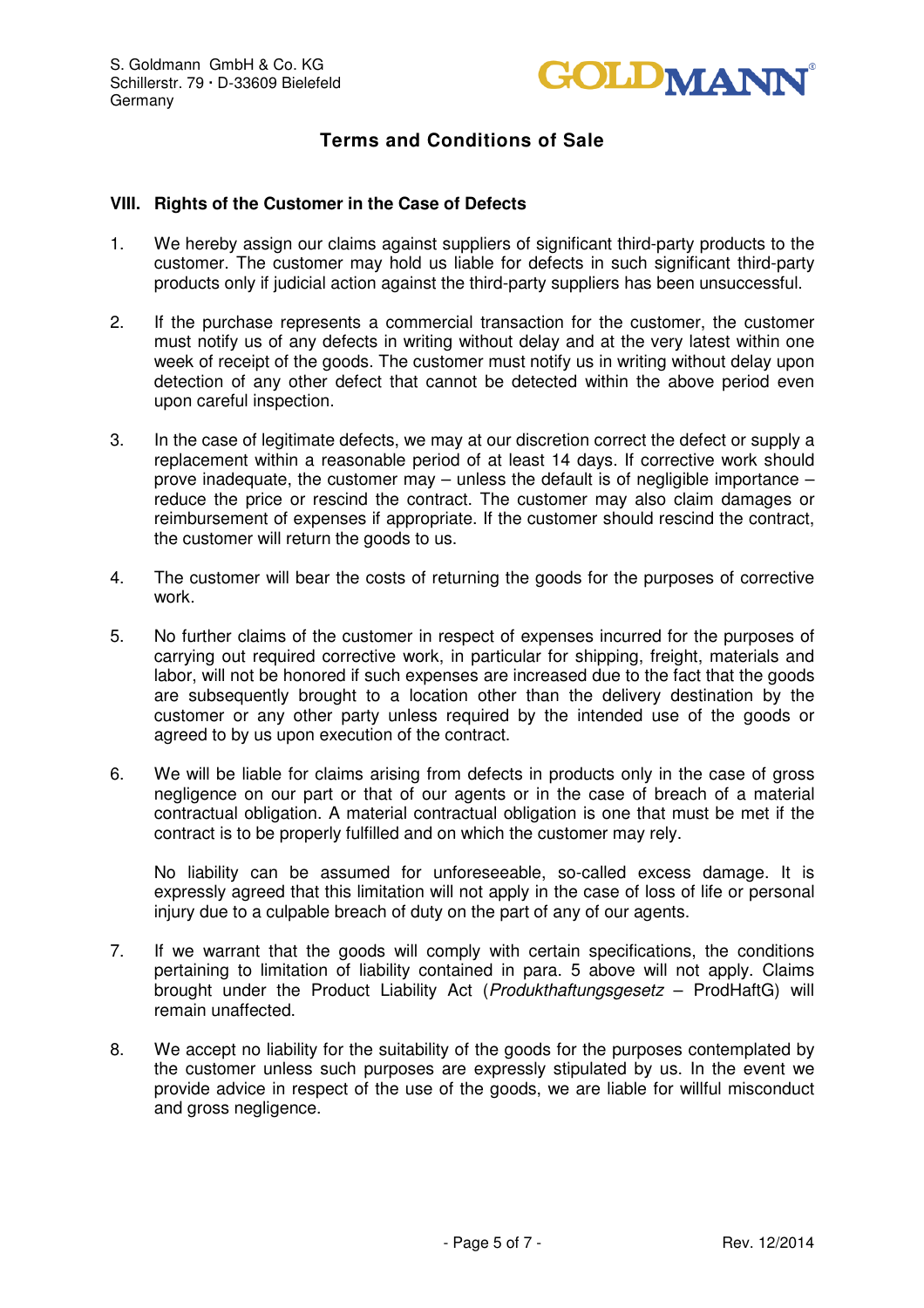S. Goldmann GmbH & Co. KG
Schillerstr. 79 · D-33609 Bielefeld
Germany

GOLDMANN®

## Terms and Conditions of Sale

### VIII. Rights of the Customer in the Case of Defects

1. We hereby assign our claims against suppliers of significant third-party products to the customer. The customer may hold us liable for defects in such significant third-party products only if judicial action against the third-party suppliers has been unsuccessful.

2. If the purchase represents a commercial transaction for the customer, the customer must notify us of any defects in writing without delay and at the very latest within one week of receipt of the goods. The customer must notify us in writing without delay upon detection of any other defect that cannot be detected within the above period even upon careful inspection.

3. In the case of legitimate defects, we may at our discretion correct the defect or supply a replacement within a reasonable period of at least 14 days. If corrective work should prove inadequate, the customer may – unless the default is of negligible importance – reduce the price or rescind the contract. The customer may also claim damages or reimbursement of expenses if appropriate. If the customer should rescind the contract, the customer will return the goods to us.

4. The customer will bear the costs of returning the goods for the purposes of corrective work.

5. No further claims of the customer in respect of expenses incurred for the purposes of carrying out required corrective work, in particular for shipping, freight, materials and labor, will not be honored if such expenses are increased due to the fact that the goods are subsequently brought to a location other than the delivery destination by the customer or any other party unless required by the intended use of the goods or agreed to by us upon execution of the contract.

6. We will be liable for claims arising from defects in products only in the case of gross negligence on our part or that of our agents or in the case of breach of a material contractual obligation. A material contractual obligation is one that must be met if the contract is to be properly fulfilled and on which the customer may rely.

   No liability can be assumed for unforeseeable, so-called excess damage. It is expressly agreed that this limitation will not apply in the case of loss of life or personal injury due to a culpable breach of duty on the part of any of our agents.

7. If we warrant that the goods will comply with certain specifications, the conditions pertaining to limitation of liability contained in para. 5 above will not apply. Claims brought under the Product Liability Act (*Produkthaftungsgesetz* – ProdHaftG) will remain unaffected.

8. We accept no liability for the suitability of the goods for the purposes contemplated by the customer unless such purposes are expressly stipulated by us. In the event we provide advice in respect of the use of the goods, we are liable for willful misconduct and gross negligence.

Rev. 12/2014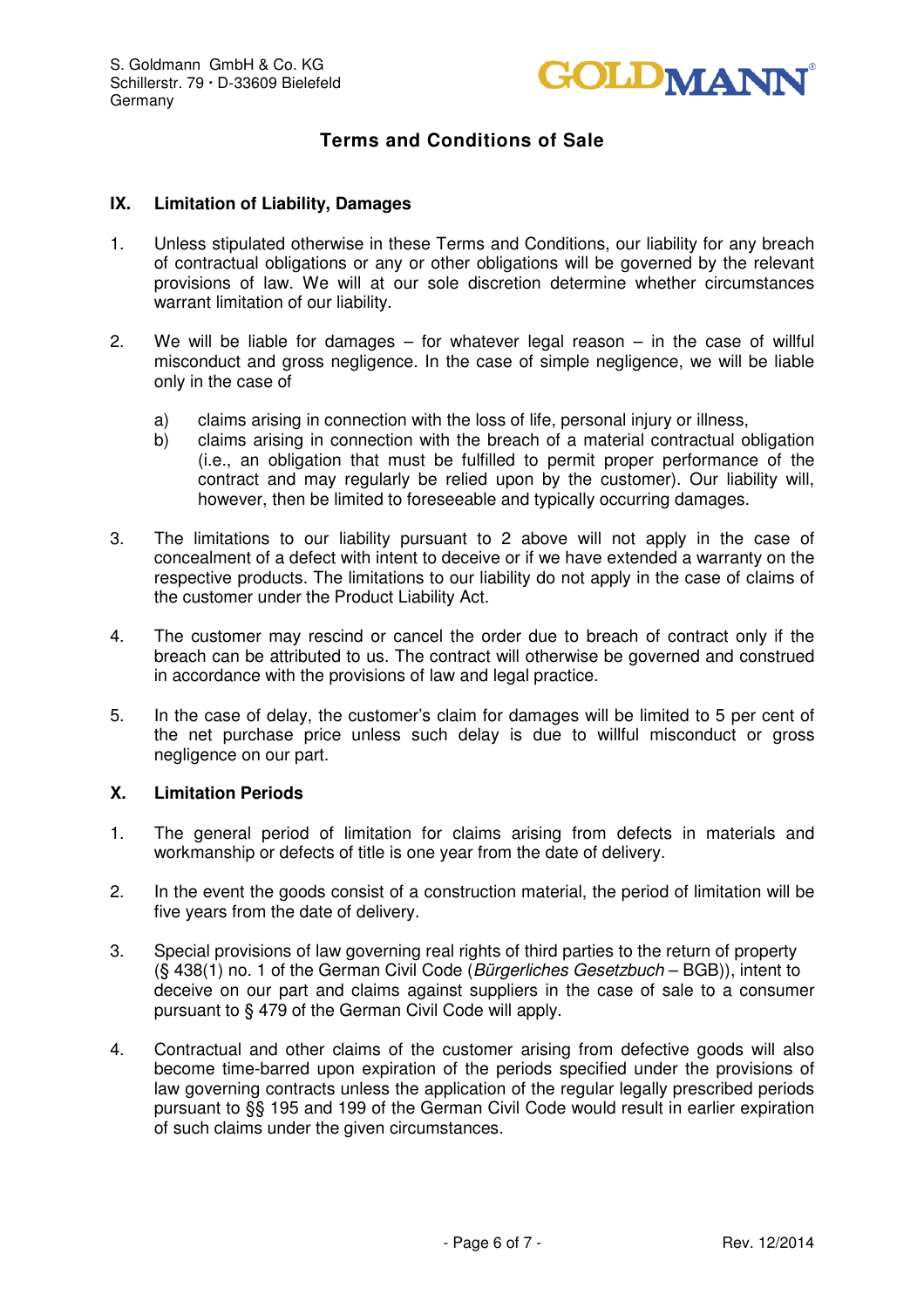S. Goldmann GmbH & Co. KG
Schillerstr. 79 · D-33609 Bielefeld
Germany

GOLDMANN®

## Terms and Conditions of Sale

### IX. Limitation of Liability, Damages

1. Unless stipulated otherwise in these Terms and Conditions, our liability for any breach of contractual obligations or any or other obligations will be governed by the relevant provisions of law. We will at our sole discretion determine whether circumstances warrant limitation of our liability.

2. We will be liable for damages – for whatever legal reason – in the case of willful misconduct and gross negligence. In the case of simple negligence, we will be liable only in the case of

   a) claims arising in connection with the loss of life, personal injury or illness,
   b) claims arising in connection with the breach of a material contractual obligation (i.e., an obligation that must be fulfilled to permit proper performance of the contract and may regularly be relied upon by the customer). Our liability will, however, then be limited to foreseeable and typically occurring damages.

3. The limitations to our liability pursuant to 2 above will not apply in the case of concealment of a defect with intent to deceive or if we have extended a warranty on the respective products. The limitations to our liability do not apply in the case of claims of the customer under the Product Liability Act.

4. The customer may rescind or cancel the order due to breach of contract only if the breach can be attributed to us. The contract will otherwise be governed and construed in accordance with the provisions of law and legal practice.

5. In the case of delay, the customer's claim for damages will be limited to 5 per cent of the net purchase price unless such delay is due to willful misconduct or gross negligence on our part.

### X. Limitation Periods

1. The general period of limitation for claims arising from defects in materials and workmanship or defects of title is one year from the date of delivery.

2. In the event the goods consist of a construction material, the period of limitation will be five years from the date of delivery.

3. Special provisions of law governing real rights of third parties to the return of property (§ 438(1) no. 1 of the German Civil Code (*Bürgerliches Gesetzbuch* – BGB)), intent to deceive on our part and claims against suppliers in the case of sale to a consumer pursuant to § 479 of the German Civil Code will apply.

4. Contractual and other claims of the customer arising from defective goods will also become time-barred upon expiration of the periods specified under the provisions of law governing contracts unless the application of the regular legally prescribed periods pursuant to §§ 195 and 199 of the German Civil Code would result in earlier expiration of such claims under the given circumstances.

Rev. 12/2014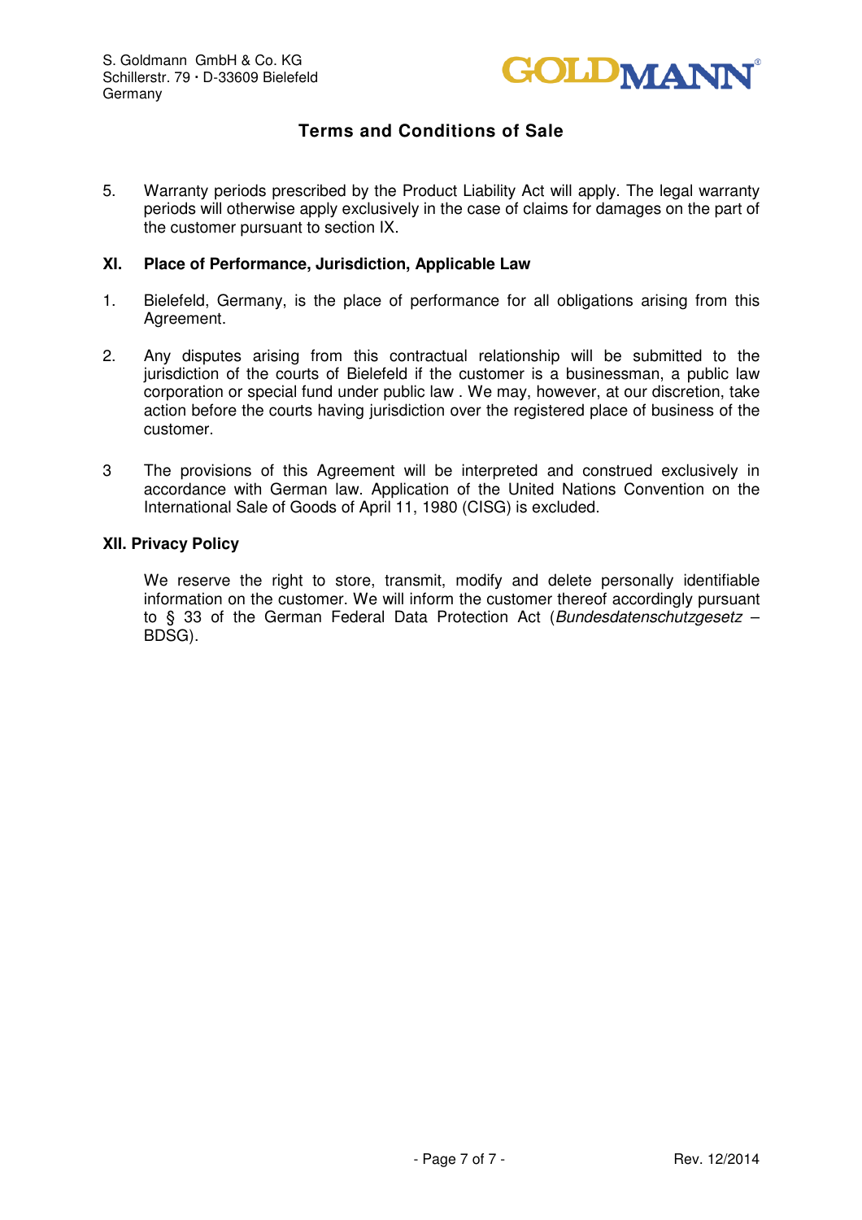5. Warranty periods prescribed by the Product Liability Act will apply. The legal warranty periods will otherwise apply exclusively in the case of claims for damages on the part of the customer pursuant to section IX.

## XI. Place of Performance, Jurisdiction, Applicable Law

1. Bielefeld, Germany, is the place of performance for all obligations arising from this Agreement.

2. Any disputes arising from this contractual relationship will be submitted to the jurisdiction of the courts of Bielefeld if the customer is a businessman, a public law corporation or special fund under public law . We may, however, at our discretion, take action before the courts having jurisdiction over the registered place of business of the customer.

3 The provisions of this Agreement will be interpreted and construed exclusively in accordance with German law. Application of the United Nations Convention on the International Sale of Goods of April 11, 1980 (CISG) is excluded.

## XII. Privacy Policy

We reserve the right to store, transmit, modify and delete personally identifiable information on the customer. We will inform the customer thereof accordingly pursuant to § 33 of the German Federal Data Protection Act (*Bundesdatenschutzgesetz* – BDSG).